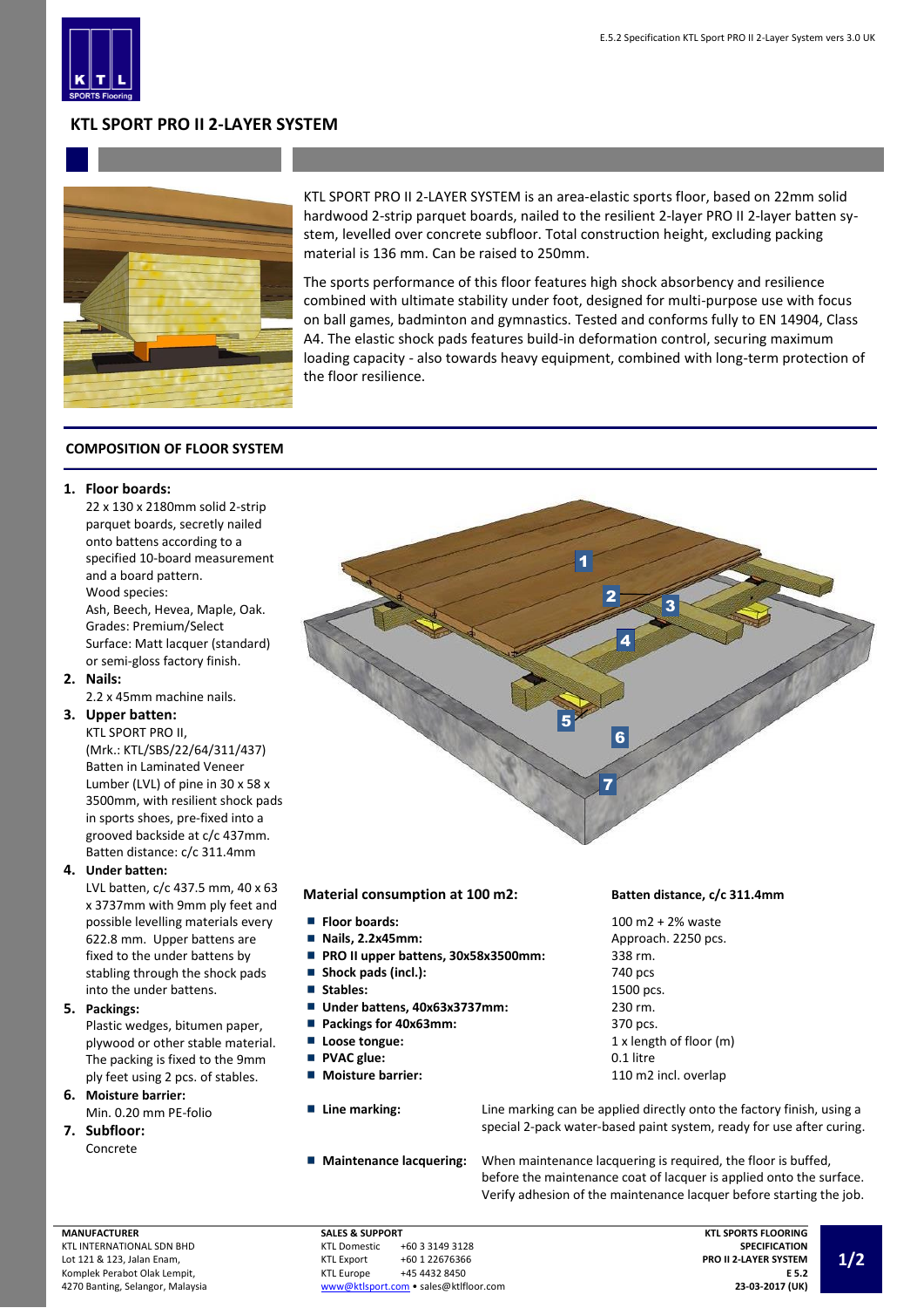# KTL SPORT PRO II 2-LAYER SYSTEM

KTL SPORT PRO II 2-LAYER SYSTEM is an area-elastic sports floor, based on 22mm solid hardwood 2-strip parquet boards, nailed to the resilient 2-layer PRO II 2-layer batten system, levelled over concrete subfloor. Total construction height, excluding packing material is 136 mm. Can be raised to 250mm.

The sports performance of this floor features high shock absorbency and resilience combined with ultimate stability under foot, designed for multi-purpose use with focus on ball games, badminton and gymnastics. Tested and conforms fully to EN 14904, Class A4. The elastic shock pads features build-in deformation control, securing maximum loading capacity - also towards heavy equipment, combined with long-term protection of the floor resilience.

## COMPOSITION OF FLOOR SYSTEM

1. **Floor boards:**
   22 x 130 x 2180mm solid 2-strip parquet boards, secretly nailed onto battens according to a specified 10-board measurement and a board pattern.
   Wood species:
   Ash, Beech, Hevea, Maple, Oak.
   Grades: Premium/Select
   Surface: Matt lacquer (standard) or semi-gloss factory finish.
2. **Nails:**
   2.2 x 45mm machine nails.
3. **Upper batten:**
   KTL SPORT PRO II,
   (Mrk.: KTL/SBS/22/64/311/437)
   Batten in Laminated Veneer Lumber (LVL) of pine in 30 x 58 x 3500mm, with resilient shock pads in sports shoes, pre-fixed into a grooved backside at c/c 437mm.
   Batten distance: c/c 311.4mm
4. **Under batten:**
   LVL batten, c/c 437.5 mm, 40 x 63 x 3737mm with 9mm ply feet and possible levelling materials every 622.8 mm. Upper battens are fixed to the under battens by stabling through the shock pads into the under battens.
5. **Packings:**
   Plastic wedges, bitumen paper, plywood or other stable material. The packing is fixed to the 9mm ply feet using 2 pcs. of stables.
6. **Moisture barrier:**
   Min. 0.20 mm PE-folio
7. **Subfloor:**
   Concrete

| Material consumption at 100 m2: | Batten distance, c/c 311.4mm |
|---|---|
| **Floor boards:** | 100 m2 + 2% waste |
| **Nails, 2.2x45mm:** | Approach. 2250 pcs. |
| **PRO II upper battens, 30x58x3500mm:** | 338 rm. |
| **Shock pads (incl.):** | 740 pcs |
| **Stables:** | 1500 pcs. |
| **Under battens, 40x63x3737mm:** | 230 rm. |
| **Packings for 40x63mm:** | 370 pcs. |
| **Loose tongue:** | 1 x length of floor (m) |
| **PVAC glue:** | 0.1 litre |
| **Moisture barrier:** | 110 m2 incl. overlap |

- **Line marking:** Line marking can be applied directly onto the factory finish, using a special 2-pack water-based paint system, ready for use after curing.
- **Maintenance lacquering:** When maintenance lacquering is required, the floor is buffed, before the maintenance coat of lacquer is applied onto the surface. Verify adhesion of the maintenance lacquer before starting the job.

**MANUFACTURER**
KTL INTERNATIONAL SDN BHD
Lot 121 & 123, Jalan Enam,
Komplek Perabot Olak Lempit,
4270 Banting, Selangor, Malaysia

**SALES & SUPPORT**
KTL Domestic +60 3 3149 3128
KTL Export +60 1 22676366
KTL Europe +45 4432 8450
www@ktlsport.com • sales@ktlfloor.com

**KTL SPORTS FLOORING SPECIFICATION PRO II 2-LAYER SYSTEM E 5.2 23-03-2017 (UK)**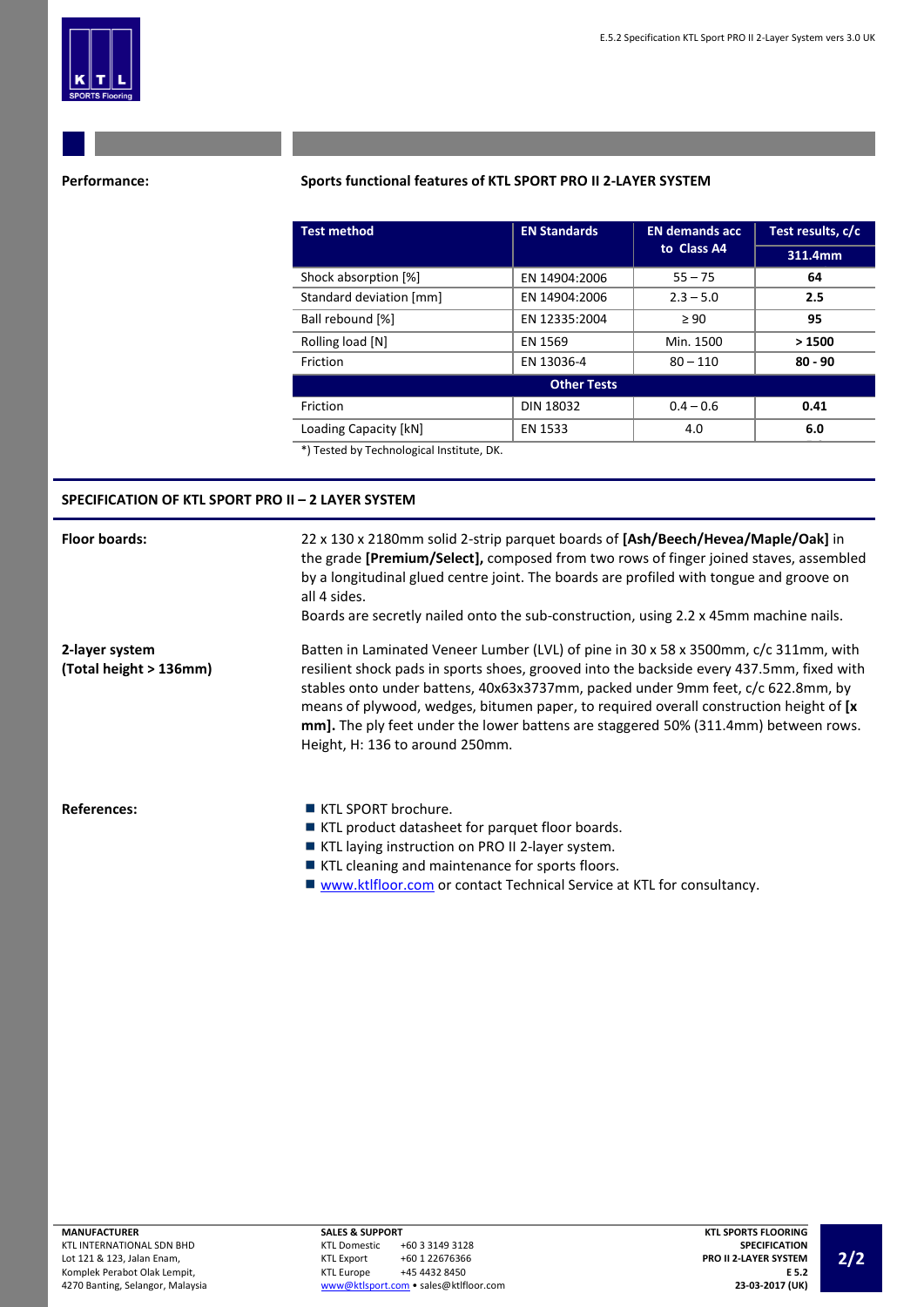**Performance:**

**Sports functional features of KTL SPORT PRO II 2-LAYER SYSTEM**

| Test method | EN Standards | EN demands acc to Class A4 | Test results, c/c 311.4mm |
|---|---|---|---|
| Shock absorption [%] | EN 14904:2006 | 55 – 75 | **64** |
| Standard deviation [mm] | EN 14904:2006 | 2.3 – 5.0 | **2.5** |
| Ball rebound [%] | EN 12335:2004 | ≥ 90 | **95** |
| Rolling load [N] | EN 1569 | Min. 1500 | **> 1500** |
| Friction | EN 13036-4 | 80 – 110 | **80 - 90** |
| **Other Tests** | | | |
| Friction | DIN 18032 | 0.4 – 0.6 | **0.41** |
| Loading Capacity [kN] | EN 1533 | 4.0 | **6.0** |

*) Tested by Technological Institute, DK.

## SPECIFICATION OF KTL SPORT PRO II – 2 LAYER SYSTEM

**Floor boards:**

22 x 130 x 2180mm solid 2-strip parquet boards of **[Ash/Beech/Hevea/Maple/Oak]** in the grade **[Premium/Select],** composed from two rows of finger joined staves, assembled by a longitudinal glued centre joint. The boards are profiled with tongue and groove on all 4 sides.
Boards are secretly nailed onto the sub-construction, using 2.2 x 45mm machine nails.

**2-layer system**
**(Total height > 136mm)**

Batten in Laminated Veneer Lumber (LVL) of pine in 30 x 58 x 3500mm, c/c 311mm, with resilient shock pads in sports shoes, grooved into the backside every 437.5mm, fixed with stables onto under battens, 40x63x3737mm, packed under 9mm feet, c/c 622.8mm, by means of plywood, wedges, bitumen paper, to required overall construction height of **[x mm].** The ply feet under the lower battens are staggered 50% (311.4mm) between rows.
Height, H: 136 to around 250mm.

**References:**

- KTL SPORT brochure.
- KTL product datasheet for parquet floor boards.
- KTL laying instruction on PRO II 2-layer system.
- KTL cleaning and maintenance for sports floors.
- www.ktlfloor.com or contact Technical Service at KTL for consultancy.

**MANUFACTURER**
KTL INTERNATIONAL SDN BHD
Lot 121 & 123, Jalan Enam,
Komplek Perabot Olak Lempit,
4270 Banting, Selangor, Malaysia

**SALES & SUPPORT**
KTL Domestic +60 3 3149 3128
KTL Export +60 1 22676366
KTL Europe +45 4432 8450
www@ktlsport.com • sales@ktlfloor.com

**KTL SPORTS FLOORING**
**SPECIFICATION**
**PRO II 2-LAYER SYSTEM**
**E 5.2**
**23-03-2017 (UK)**